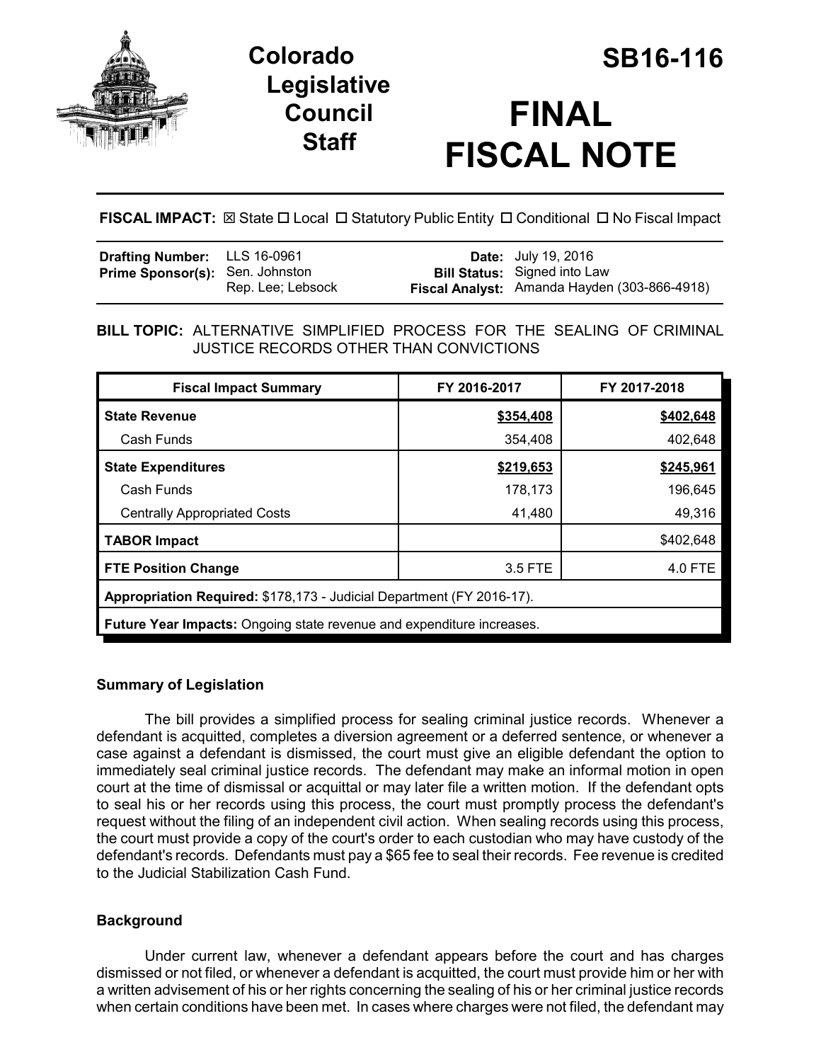# Colorado Legislative Council Staff

# SB16-116

# FINAL FISCAL NOTE

**FISCAL IMPACT:** ☒ State ☐ Local ☐ Statutory Public Entity ☐ Conditional ☐ No Fiscal Impact

| | | | |
|---|---|---|---|
| **Drafting Number:** | LLS 16-0961 | **Date:** | July 19, 2016 |
| **Prime Sponsor(s):** | Sen. Johnston<br>Rep. Lee; Lebsock | **Bill Status:** | Signed into Law |
| | | **Fiscal Analyst:** | Amanda Hayden (303-866-4918) |

**BILL TOPIC:** ALTERNATIVE SIMPLIFIED PROCESS FOR THE SEALING OF CRIMINAL JUSTICE RECORDS OTHER THAN CONVICTIONS

| Fiscal Impact Summary | FY 2016-2017 | FY 2017-2018 |
|---|---|---|
| **State Revenue** | **$354,408** | **$402,648** |
| Cash Funds | 354,408 | 402,648 |
| **State Expenditures** | **$219,653** | **$245,961** |
| Cash Funds | 178,173 | 196,645 |
| Centrally Appropriated Costs | 41,480 | 49,316 |
| **TABOR Impact** | | $402,648 |
| **FTE Position Change** | 3.5 FTE | 4.0 FTE |
| **Appropriation Required:** $178,173 - Judicial Department (FY 2016-17). | | |
| **Future Year Impacts:** Ongoing state revenue and expenditure increases. | | |

## Summary of Legislation

The bill provides a simplified process for sealing criminal justice records. Whenever a defendant is acquitted, completes a diversion agreement or a deferred sentence, or whenever a case against a defendant is dismissed, the court must give an eligible defendant the option to immediately seal criminal justice records. The defendant may make an informal motion in open court at the time of dismissal or acquittal or may later file a written motion. If the defendant opts to seal his or her records using this process, the court must promptly process the defendant's request without the filing of an independent civil action. When sealing records using this process, the court must provide a copy of the court's order to each custodian who may have custody of the defendant's records. Defendants must pay a $65 fee to seal their records. Fee revenue is credited to the Judicial Stabilization Cash Fund.

## Background

Under current law, whenever a defendant appears before the court and has charges dismissed or not filed, or whenever a defendant is acquitted, the court must provide him or her with a written advisement of his or her rights concerning the sealing of his or her criminal justice records when certain conditions have been met. In cases where charges were not filed, the defendant may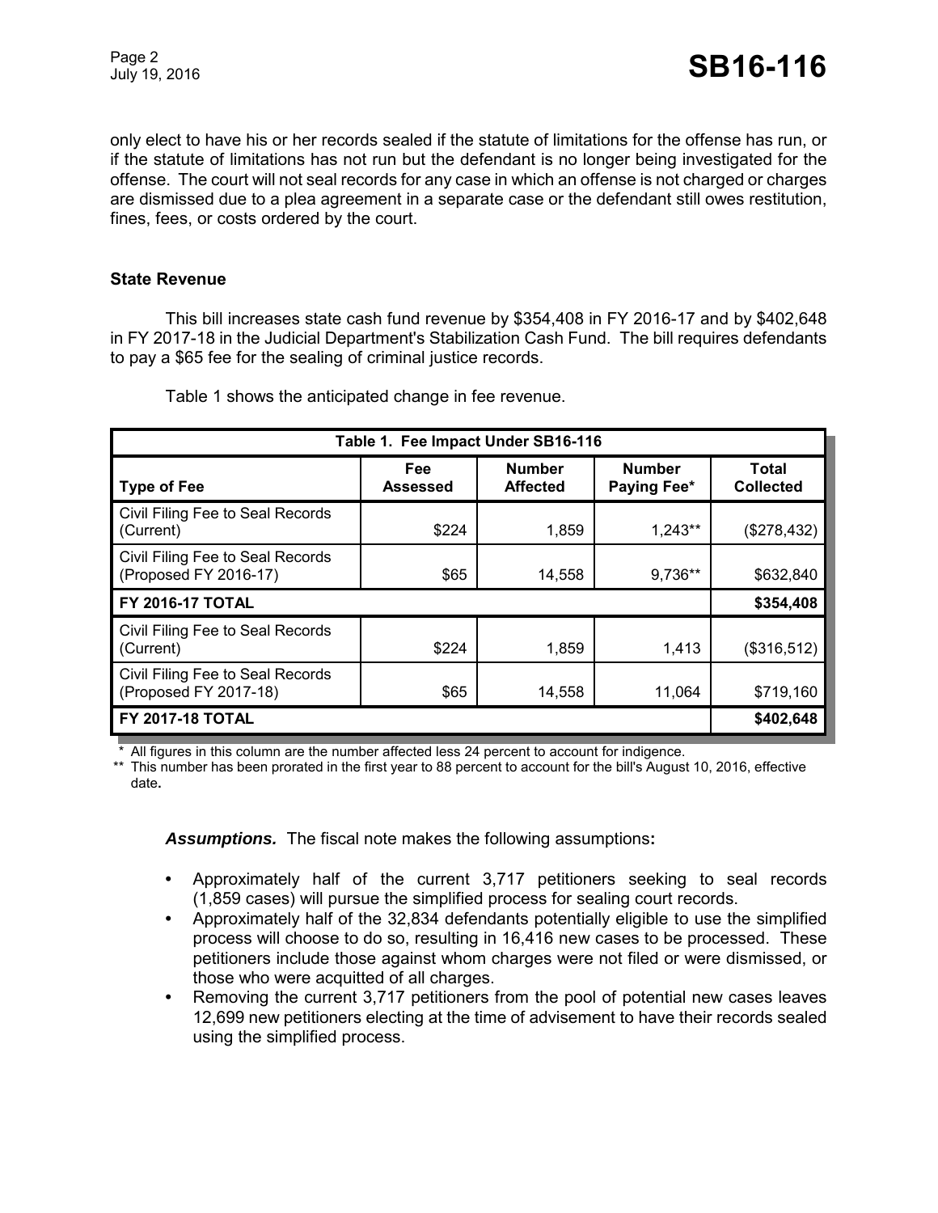only elect to have his or her records sealed if the statute of limitations for the offense has run, or if the statute of limitations has not run but the defendant is no longer being investigated for the offense. The court will not seal records for any case in which an offense is not charged or charges are dismissed due to a plea agreement in a separate case or the defendant still owes restitution, fines, fees, or costs ordered by the court.

### State Revenue

This bill increases state cash fund revenue by $354,408 in FY 2016-17 and by $402,648 in FY 2017-18 in the Judicial Department's Stabilization Cash Fund. The bill requires defendants to pay a $65 fee for the sealing of criminal justice records.

Table 1 shows the anticipated change in fee revenue.

| Table 1. Fee Impact Under SB16-116 | | | | |
|---|---|---|---|---|
| **Type of Fee** | **Fee Assessed** | **Number Affected** | **Number Paying Fee*** | **Total Collected** |
| Civil Filing Fee to Seal Records (Current) | $224 | 1,859 | 1,243** | ($278,432) |
| Civil Filing Fee to Seal Records (Proposed FY 2016-17) | $65 | 14,558 | 9,736** | $632,840 |
| **FY 2016-17 TOTAL** | | | | **$354,408** |
| Civil Filing Fee to Seal Records (Current) | $224 | 1,859 | 1,413 | ($316,512) |
| Civil Filing Fee to Seal Records (Proposed FY 2017-18) | $65 | 14,558 | 11,064 | $719,160 |
| **FY 2017-18 TOTAL** | | | | **$402,648** |

\* All figures in this column are the number affected less 24 percent to account for indigence.

\*\* This number has been prorated in the first year to 88 percent to account for the bill's August 10, 2016, effective date.

***Assumptions.*** The fiscal note makes the following assumptions:

- Approximately half of the current 3,717 petitioners seeking to seal records (1,859 cases) will pursue the simplified process for sealing court records.
- Approximately half of the 32,834 defendants potentially eligible to use the simplified process will choose to do so, resulting in 16,416 new cases to be processed. These petitioners include those against whom charges were not filed or were dismissed, or those who were acquitted of all charges.
- Removing the current 3,717 petitioners from the pool of potential new cases leaves 12,699 new petitioners electing at the time of advisement to have their records sealed using the simplified process.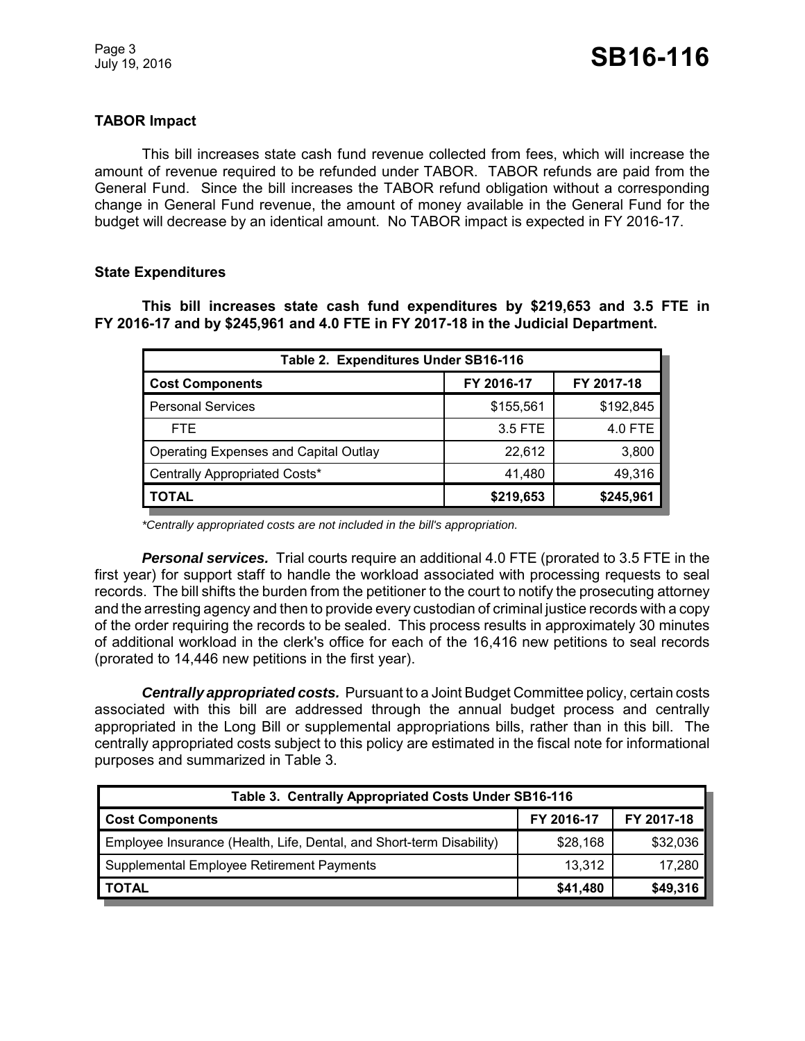### TABOR Impact

This bill increases state cash fund revenue collected from fees, which will increase the amount of revenue required to be refunded under TABOR. TABOR refunds are paid from the General Fund. Since the bill increases the TABOR refund obligation without a corresponding change in General Fund revenue, the amount of money available in the General Fund for the budget will decrease by an identical amount. No TABOR impact is expected in FY 2016-17.

### State Expenditures

**This bill increases state cash fund expenditures by $219,653 and 3.5 FTE in FY 2016-17 and by $245,961 and 4.0 FTE in FY 2017-18 in the Judicial Department.**

| Table 2. Expenditures Under SB16-116 | | |
|---|---|---|
| **Cost Components** | **FY 2016-17** | **FY 2017-18** |
| Personal Services | $155,561 | $192,845 |
| FTE | 3.5 FTE | 4.0 FTE |
| Operating Expenses and Capital Outlay | 22,612 | 3,800 |
| Centrally Appropriated Costs* | 41,480 | 49,316 |
| **TOTAL** | **$219,653** | **$245,961** |

*\*Centrally appropriated costs are not included in the bill's appropriation.*

***Personal services.*** Trial courts require an additional 4.0 FTE (prorated to 3.5 FTE in the first year) for support staff to handle the workload associated with processing requests to seal records. The bill shifts the burden from the petitioner to the court to notify the prosecuting attorney and the arresting agency and then to provide every custodian of criminal justice records with a copy of the order requiring the records to be sealed. This process results in approximately 30 minutes of additional workload in the clerk's office for each of the 16,416 new petitions to seal records (prorated to 14,446 new petitions in the first year).

***Centrally appropriated costs.*** Pursuant to a Joint Budget Committee policy, certain costs associated with this bill are addressed through the annual budget process and centrally appropriated in the Long Bill or supplemental appropriations bills, rather than in this bill. The centrally appropriated costs subject to this policy are estimated in the fiscal note for informational purposes and summarized in Table 3.

| Table 3. Centrally Appropriated Costs Under SB16-116 | | |
|---|---|---|
| **Cost Components** | **FY 2016-17** | **FY 2017-18** |
| Employee Insurance (Health, Life, Dental, and Short-term Disability) | $28,168 | $32,036 |
| Supplemental Employee Retirement Payments | 13,312 | 17,280 |
| **TOTAL** | **$41,480** | **$49,316** |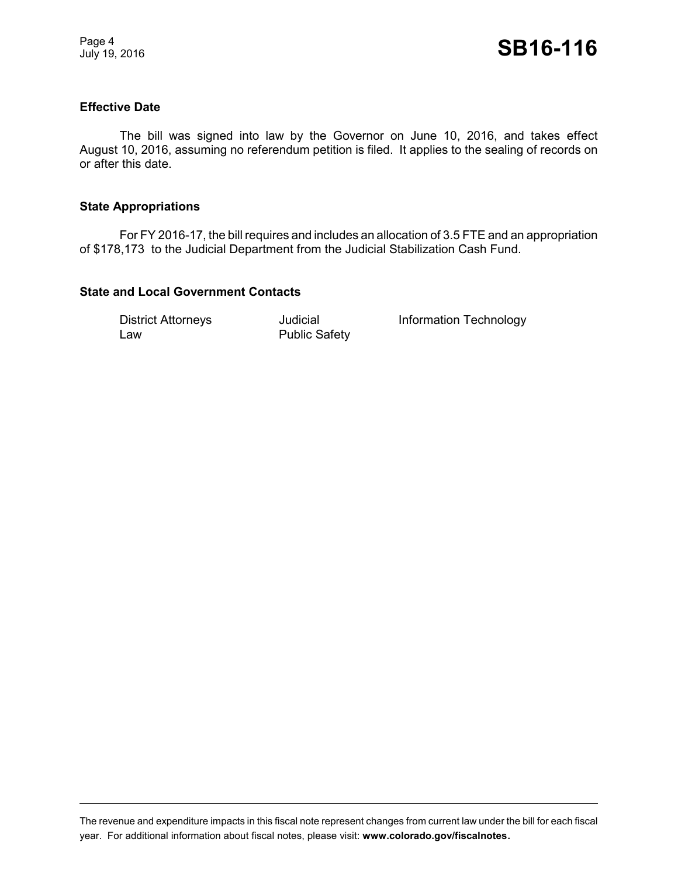### Effective Date

The bill was signed into law by the Governor on June 10, 2016, and takes effect August 10, 2016, assuming no referendum petition is filed. It applies to the sealing of records on or after this date.

### State Appropriations

For FY 2016-17, the bill requires and includes an allocation of 3.5 FTE and an appropriation of $178,173 to the Judicial Department from the Judicial Stabilization Cash Fund.

### State and Local Government Contacts

| | | |
|---|---|---|
| District Attorneys | Judicial | Information Technology |
| Law | Public Safety | |

The revenue and expenditure impacts in this fiscal note represent changes from current law under the bill for each fiscal year. For additional information about fiscal notes, please visit: **www.colorado.gov/fiscalnotes.**